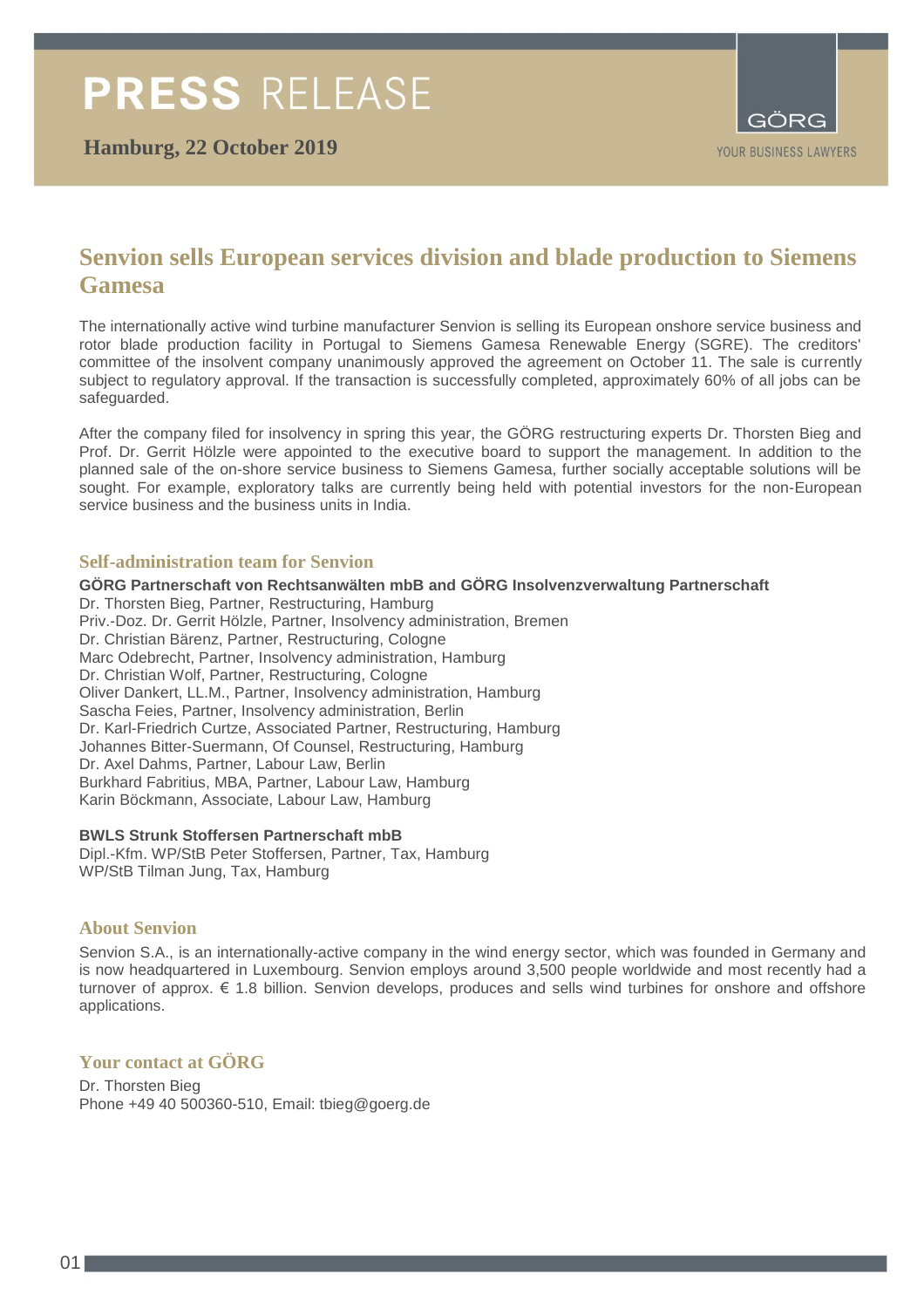# PRESS RELEASE

**Hamburg, 22 October 2019**

GÖRG

YOUR BUSINESS LAWYERS

## Senvion sells European services division and blade production to Siemens Gamesa

The internationally active wind turbine manufacturer Senvion is selling its European onshore service business and rotor blade production facility in Portugal to Siemens Gamesa Renewable Energy (SGRE). The creditors' committee of the insolvent company unanimously approved the agreement on October 11. The sale is currently subject to regulatory approval. If the transaction is successfully completed, approximately 60% of all jobs can be safeguarded.

After the company filed for insolvency in spring this year, the GÖRG restructuring experts Dr. Thorsten Bieg and Prof. Dr. Gerrit Hölzle were appointed to the executive board to support the management. In addition to the planned sale of the on-shore service business to Siemens Gamesa, further socially acceptable solutions will be sought. For example, exploratory talks are currently being held with potential investors for the non-European service business and the business units in India.

### Self-administration team for Senvion

**GÖRG Partnerschaft von Rechtsanwälten mbB and GÖRG Insolvenzverwaltung Partnerschaft**
Dr. Thorsten Bieg, Partner, Restructuring, Hamburg
Priv.-Doz. Dr. Gerrit Hölzle, Partner, Insolvency administration, Bremen
Dr. Christian Bärenz, Partner, Restructuring, Cologne
Marc Odebrecht, Partner, Insolvency administration, Hamburg
Dr. Christian Wolf, Partner, Restructuring, Cologne
Oliver Dankert, LL.M., Partner, Insolvency administration, Hamburg
Sascha Feies, Partner, Insolvency administration, Berlin
Dr. Karl-Friedrich Curtze, Associated Partner, Restructuring, Hamburg
Johannes Bitter-Suermann, Of Counsel, Restructuring, Hamburg
Dr. Axel Dahms, Partner, Labour Law, Berlin
Burkhard Fabritius, MBA, Partner, Labour Law, Hamburg
Karin Böckmann, Associate, Labour Law, Hamburg

**BWLS Strunk Stoffersen Partnerschaft mbB**
Dipl.-Kfm. WP/StB Peter Stoffersen, Partner, Tax, Hamburg
WP/StB Tilman Jung, Tax, Hamburg

### About Senvion

Senvion S.A., is an internationally-active company in the wind energy sector, which was founded in Germany and is now headquartered in Luxembourg. Senvion employs around 3,500 people worldwide and most recently had a turnover of approx. € 1.8 billion. Senvion develops, produces and sells wind turbines for onshore and offshore applications.

### Your contact at GÖRG

Dr. Thorsten Bieg
Phone +49 40 500360-510, Email: tbieg@goerg.de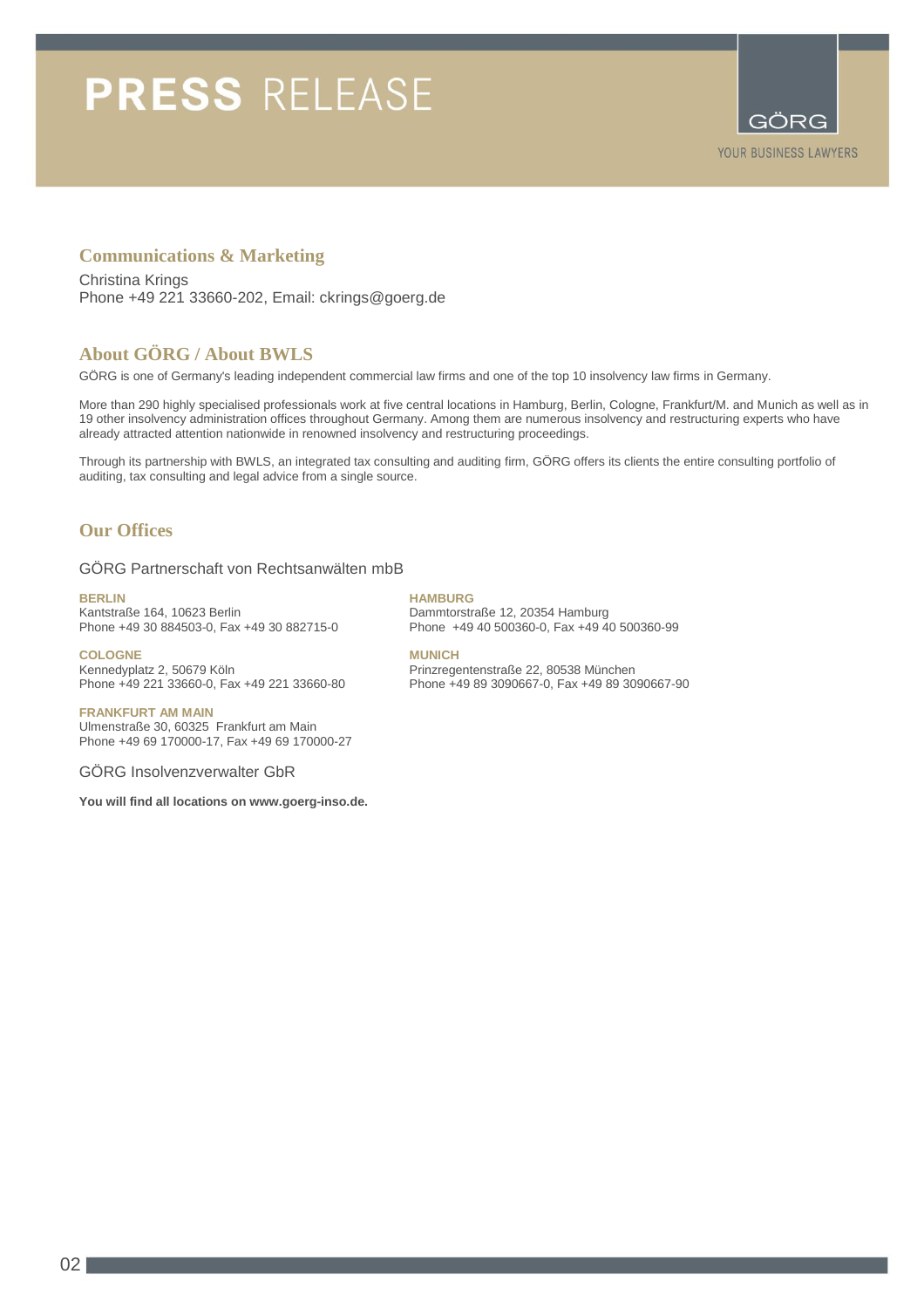## Communications & Marketing

Christina Krings
Phone +49 221 33660-202, Email: ckrings@goerg.de

## About GÖRG / About BWLS

GÖRG is one of Germany's leading independent commercial law firms and one of the top 10 insolvency law firms in Germany.

More than 290 highly specialised professionals work at five central locations in Hamburg, Berlin, Cologne, Frankfurt/M. and Munich as well as in 19 other insolvency administration offices throughout Germany. Among them are numerous insolvency and restructuring experts who have already attracted attention nationwide in renowned insolvency and restructuring proceedings.

Through its partnership with BWLS, an integrated tax consulting and auditing firm, GÖRG offers its clients the entire consulting portfolio of auditing, tax consulting and legal advice from a single source.

## Our Offices

GÖRG Partnerschaft von Rechtsanwälten mbB

**BERLIN**
Kantstraße 164, 10623 Berlin
Phone +49 30 884503-0, Fax +49 30 882715-0

**COLOGNE**
Kennedyplatz 2, 50679 Köln
Phone +49 221 33660-0, Fax +49 221 33660-80

**FRANKFURT AM MAIN**
Ulmenstraße 30, 60325 Frankfurt am Main
Phone +49 69 170000-17, Fax +49 69 170000-27

**HAMBURG**
Dammtorstraße 12, 20354 Hamburg
Phone +49 40 500360-0, Fax +49 40 500360-99

**MUNICH**
Prinzregentenstraße 22, 80538 München
Phone +49 89 3090667-0, Fax +49 89 3090667-90

GÖRG Insolvenzverwalter GbR

**You will find all locations on www.goerg-inso.de.**